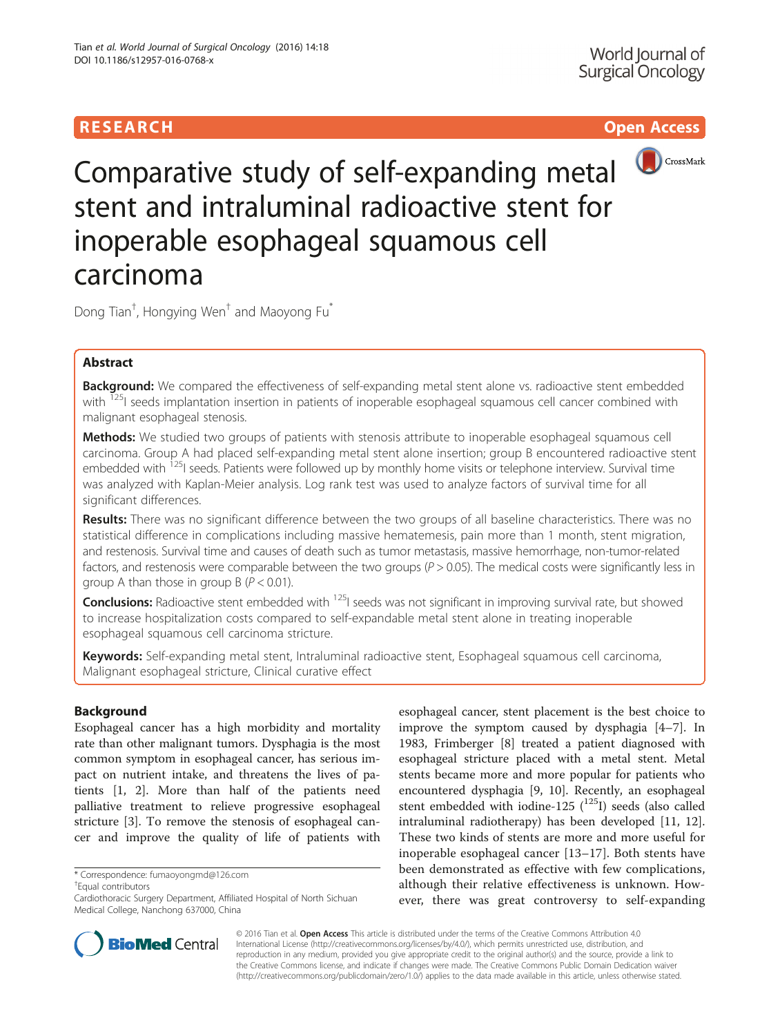RESEARCH

Open Access

# Comparative study of self-expanding metal stent and intraluminal radioactive stent for inoperable esophageal squamous cell carcinoma

Dong Tian[†], Hongying Wen[†] and Maoyong Fu[*]

## Abstract

**Background:** We compared the effectiveness of self-expanding metal stent alone vs. radioactive stent embedded with $^{125}$I seeds implantation insertion in patients of inoperable esophageal squamous cell cancer combined with malignant esophageal stenosis.

**Methods:** We studied two groups of patients with stenosis attribute to inoperable esophageal squamous cell carcinoma. Group A had placed self-expanding metal stent alone insertion; group B encountered radioactive stent embedded with $^{125}$I seeds. Patients were followed up by monthly home visits or telephone interview. Survival time was analyzed with Kaplan-Meier analysis. Log rank test was used to analyze factors of survival time for all significant differences.

**Results:** There was no significant difference between the two groups of all baseline characteristics. There was no statistical difference in complications including massive hematemesis, pain more than 1 month, stent migration, and restenosis. Survival time and causes of death such as tumor metastasis, massive hemorrhage, non-tumor-related factors, and restenosis were comparable between the two groups ($P > 0.05$). The medical costs were significantly less in group A than those in group B ($P < 0.01$).

**Conclusions:** Radioactive stent embedded with $^{125}$I seeds was not significant in improving survival rate, but showed to increase hospitalization costs compared to self-expandable metal stent alone in treating inoperable esophageal squamous cell carcinoma stricture.

**Keywords:** Self-expanding metal stent, Intraluminal radioactive stent, Esophageal squamous cell carcinoma, Malignant esophageal stricture, Clinical curative effect

## Background

Esophageal cancer has a high morbidity and mortality rate than other malignant tumors. Dysphagia is the most common symptom in esophageal cancer, has serious impact on nutrient intake, and threatens the lives of patients [1, 2]. More than half of the patients need palliative treatment to relieve progressive esophageal stricture [3]. To remove the stenosis of esophageal cancer and improve the quality of life of patients with esophageal cancer, stent placement is the best choice to improve the symptom caused by dysphagia [4–7]. In 1983, Frimberger [8] treated a patient diagnosed with esophageal stricture placed with a metal stent. Metal stents became more and more popular for patients who encountered dysphagia [9, 10]. Recently, an esophageal stent embedded with iodine-125 ($^{125}$I) seeds (also called intraluminal radiotherapy) has been developed [11, 12]. These two kinds of stents are more and more useful for inoperable esophageal cancer [13–17]. Both stents have been demonstrated as effective with few complications, although their relative effectiveness is unknown. However, there was great controversy to self-expanding

\* Correspondence: fumaoyongmd@126.com

[†]Equal contributors

Cardiothoracic Surgery Department, Affiliated Hospital of North Sichuan Medical College, Nanchong 637000, China

© 2016 Tian et al. **Open Access** This article is distributed under the terms of the Creative Commons Attribution 4.0 International License (http://creativecommons.org/licenses/by/4.0/), which permits unrestricted use, distribution, and reproduction in any medium, provided you give appropriate credit to the original author(s) and the source, provide a link to the Creative Commons license, and indicate if changes were made. The Creative Commons Public Domain Dedication waiver (http://creativecommons.org/publicdomain/zero/1.0/) applies to the data made available in this article, unless otherwise stated.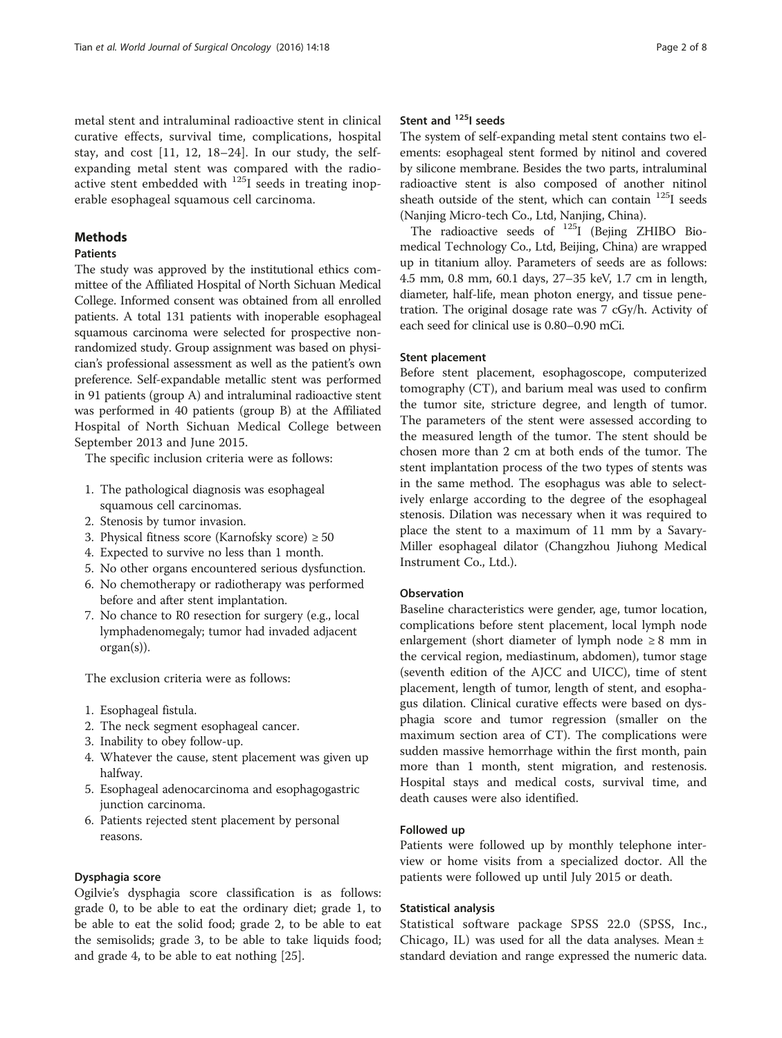metal stent and intraluminal radioactive stent in clinical curative effects, survival time, complications, hospital stay, and cost [11, 12, 18–24]. In our study, the self-expanding metal stent was compared with the radioactive stent embedded with $^{125}$I seeds in treating inoperable esophageal squamous cell carcinoma.

## Methods

### Patients

The study was approved by the institutional ethics committee of the Affiliated Hospital of North Sichuan Medical College. Informed consent was obtained from all enrolled patients. A total 131 patients with inoperable esophageal squamous carcinoma were selected for prospective non-randomized study. Group assignment was based on physician's professional assessment as well as the patient's own preference. Self-expandable metallic stent was performed in 91 patients (group A) and intraluminal radioactive stent was performed in 40 patients (group B) at the Affiliated Hospital of North Sichuan Medical College between September 2013 and June 2015.

The specific inclusion criteria were as follows:

1. The pathological diagnosis was esophageal squamous cell carcinomas.
2. Stenosis by tumor invasion.
3. Physical fitness score (Karnofsky score) ≥ 50
4. Expected to survive no less than 1 month.
5. No other organs encountered serious dysfunction.
6. No chemotherapy or radiotherapy was performed before and after stent implantation.
7. No chance to R0 resection for surgery (e.g., local lymphadenomegaly; tumor had invaded adjacent organ(s)).

The exclusion criteria were as follows:

1. Esophageal fistula.
2. The neck segment esophageal cancer.
3. Inability to obey follow-up.
4. Whatever the cause, stent placement was given up halfway.
5. Esophageal adenocarcinoma and esophagogastric junction carcinoma.
6. Patients rejected stent placement by personal reasons.

### Dysphagia score

Ogilvie's dysphagia score classification is as follows: grade 0, to be able to eat the ordinary diet; grade 1, to be able to eat the solid food; grade 2, to be able to eat the semisolids; grade 3, to be able to take liquids food; and grade 4, to be able to eat nothing [25].

### Stent and $^{125}$I seeds

The system of self-expanding metal stent contains two elements: esophageal stent formed by nitinol and covered by silicone membrane. Besides the two parts, intraluminal radioactive stent is also composed of another nitinol sheath outside of the stent, which can contain $^{125}$I seeds (Nanjing Micro-tech Co., Ltd, Nanjing, China).

The radioactive seeds of $^{125}$I (Bejing ZHIBO Biomedical Technology Co., Ltd, Beijing, China) are wrapped up in titanium alloy. Parameters of seeds are as follows: 4.5 mm, 0.8 mm, 60.1 days, 27–35 keV, 1.7 cm in length, diameter, half-life, mean photon energy, and tissue penetration. The original dosage rate was 7 cGy/h. Activity of each seed for clinical use is 0.80–0.90 mCi.

### Stent placement

Before stent placement, esophagoscope, computerized tomography (CT), and barium meal was used to confirm the tumor site, stricture degree, and length of tumor. The parameters of the stent were assessed according to the measured length of the tumor. The stent should be chosen more than 2 cm at both ends of the tumor. The stent implantation process of the two types of stents was in the same method. The esophagus was able to selectively enlarge according to the degree of the esophageal stenosis. Dilation was necessary when it was required to place the stent to a maximum of 11 mm by a Savary-Miller esophageal dilator (Changzhou Jiuhong Medical Instrument Co., Ltd.).

### Observation

Baseline characteristics were gender, age, tumor location, complications before stent placement, local lymph node enlargement (short diameter of lymph node ≥ 8 mm in the cervical region, mediastinum, abdomen), tumor stage (seventh edition of the AJCC and UICC), time of stent placement, length of tumor, length of stent, and esophagus dilation. Clinical curative effects were based on dysphagia score and tumor regression (smaller on the maximum section area of CT). The complications were sudden massive hemorrhage within the first month, pain more than 1 month, stent migration, and restenosis. Hospital stays and medical costs, survival time, and death causes were also identified.

### Followed up

Patients were followed up by monthly telephone interview or home visits from a specialized doctor. All the patients were followed up until July 2015 or death.

### Statistical analysis

Statistical software package SPSS 22.0 (SPSS, Inc., Chicago, IL) was used for all the data analyses. Mean ± standard deviation and range expressed the numeric data.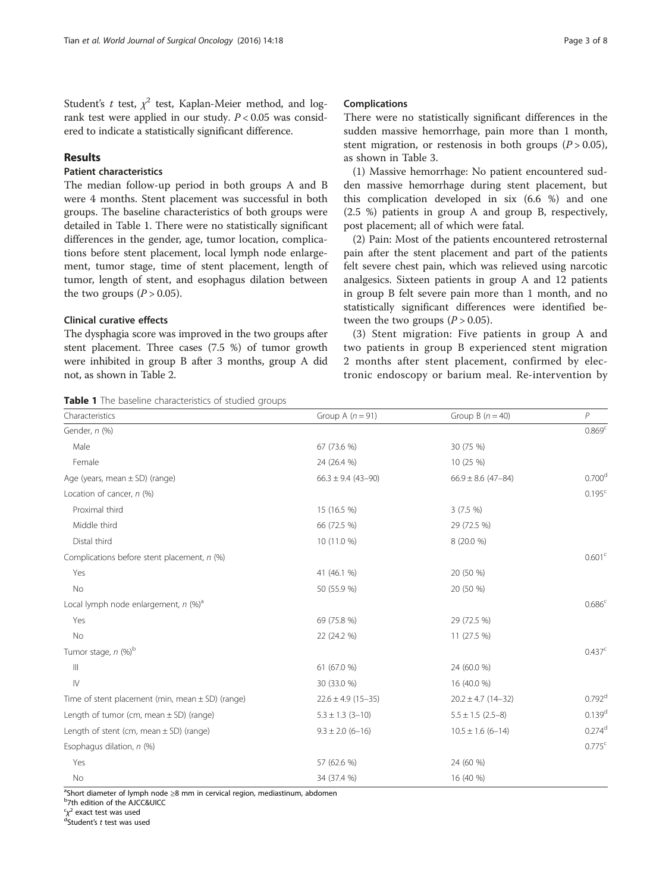Student's $t$ test, $\chi^2$ test, Kaplan-Meier method, and log-rank test were applied in our study. $P < 0.05$ was considered to indicate a statistically significant difference.

## Results

### Patient characteristics

The median follow-up period in both groups A and B were 4 months. Stent placement was successful in both groups. The baseline characteristics of both groups were detailed in Table 1. There were no statistically significant differences in the gender, age, tumor location, complications before stent placement, local lymph node enlargement, tumor stage, time of stent placement, length of tumor, length of stent, and esophagus dilation between the two groups ($P > 0.05$).

### Clinical curative effects

The dysphagia score was improved in the two groups after stent placement. Three cases (7.5 %) of tumor growth were inhibited in group B after 3 months, group A did not, as shown in Table 2.

### Complications

There were no statistically significant differences in the sudden massive hemorrhage, pain more than 1 month, stent migration, or restenosis in both groups ($P > 0.05$), as shown in Table 3.

(1) Massive hemorrhage: No patient encountered sudden massive hemorrhage during stent placement, but this complication developed in six (6.6 %) and one (2.5 %) patients in group A and group B, respectively, post placement; all of which were fatal.

(2) Pain: Most of the patients encountered retrosternal pain after the stent placement and part of the patients felt severe chest pain, which was relieved using narcotic analgesics. Sixteen patients in group A and 12 patients in group B felt severe pain more than 1 month, and no statistically significant differences were identified between the two groups ($P > 0.05$).

(3) Stent migration: Five patients in group A and two patients in group B experienced stent migration 2 months after stent placement, confirmed by electronic endoscopy or barium meal. Re-intervention by

**Table 1** The baseline characteristics of studied groups

| Characteristics | Group A ($n = 91$) | Group B ($n = 40$) | $P$ |
|---|---|---|---|
| Gender, $n$ (%) | | | 0.869[c] |
| Male | 67 (73.6 %) | 30 (75 %) | |
| Female | 24 (26.4 %) | 10 (25 %) | |
| Age (years, mean ± SD) (range) | 66.3 ± 9.4 (43–90) | 66.9 ± 8.6 (47–84) | 0.700[d] |
| Location of cancer, $n$ (%) | | | 0.195[c] |
| Proximal third | 15 (16.5 %) | 3 (7.5 %) | |
| Middle third | 66 (72.5 %) | 29 (72.5 %) | |
| Distal third | 10 (11.0 %) | 8 (20.0 %) | |
| Complications before stent placement, $n$ (%) | | | 0.601[c] |
| Yes | 41 (46.1 %) | 20 (50 %) | |
| No | 50 (55.9 %) | 20 (50 %) | |
| Local lymph node enlargement, $n$ (%)[a] | | | 0.686[c] |
| Yes | 69 (75.8 %) | 29 (72.5 %) | |
| No | 22 (24.2 %) | 11 (27.5 %) | |
| Tumor stage, $n$ (%)[b] | | | 0.437[c] |
| III | 61 (67.0 %) | 24 (60.0 %) | |
| IV | 30 (33.0 %) | 16 (40.0 %) | |
| Time of stent placement (min, mean ± SD) (range) | 22.6 ± 4.9 (15–35) | 20.2 ± 4.7 (14–32) | 0.792[d] |
| Length of tumor (cm, mean ± SD) (range) | 5.3 ± 1.3 (3–10) | 5.5 ± 1.5 (2.5–8) | 0.139[d] |
| Length of stent (cm, mean ± SD) (range) | 9.3 ± 2.0 (6–16) | 10.5 ± 1.6 (6–14) | 0.274[d] |
| Esophagus dilation, $n$ (%) | | | 0.775[c] |
| Yes | 57 (62.6 %) | 24 (60 %) | |
| No | 34 (37.4 %) | 16 (40 %) | |

[a]Short diameter of lymph node ≥8 mm in cervical region, mediastinum, abdomen
[b]7th edition of the AJCC&UICC
[c]$\chi^2$ exact test was used
[d]Student's $t$ test was used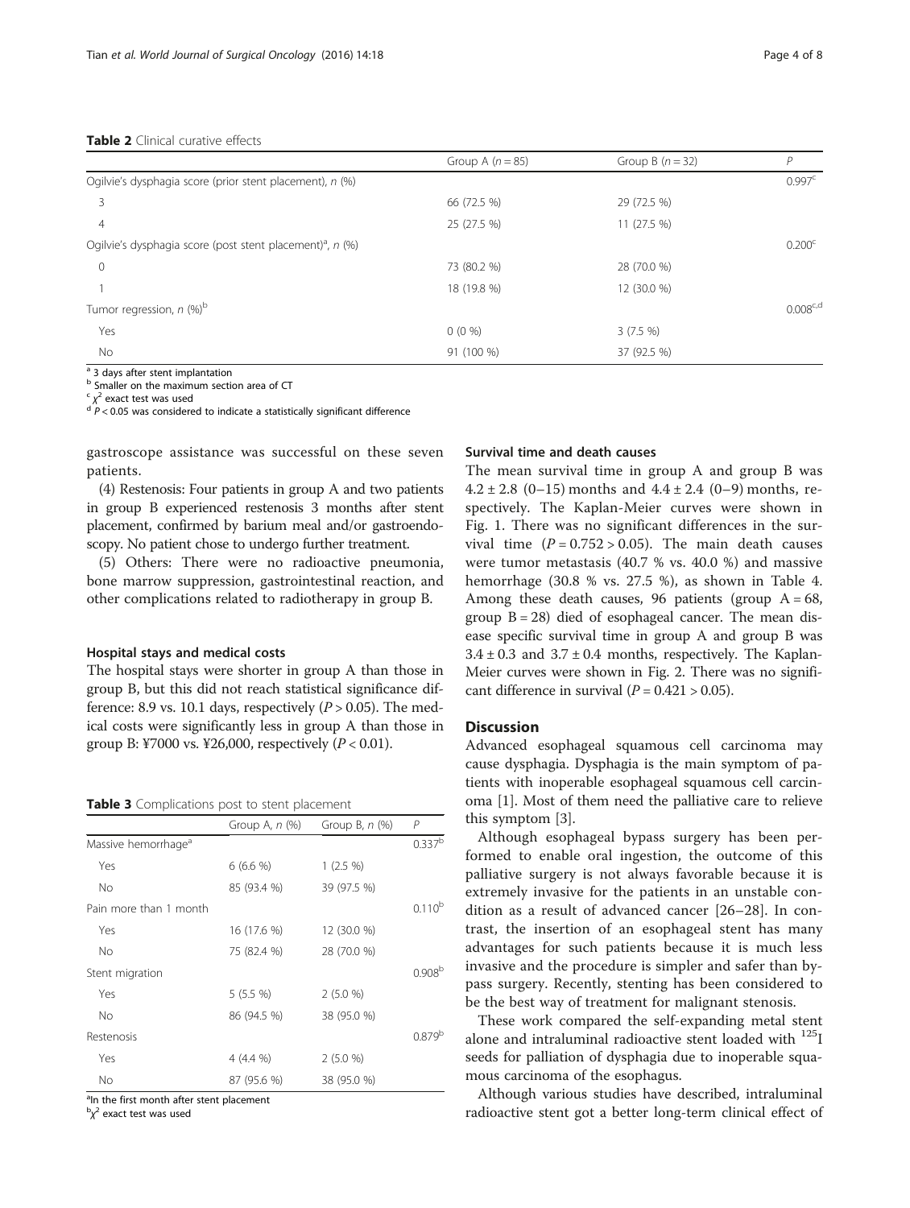**Table 2** Clinical curative effects

| | Group A ($n = 85$) | Group B ($n = 32$) | $P$ |
|---|---|---|---|
| Ogilvie's dysphagia score (prior stent placement), $n$ (%) | | | 0.997[c] |
| 3 | 66 (72.5 %) | 29 (72.5 %) | |
| 4 | 25 (27.5 %) | 11 (27.5 %) | |
| Ogilvie's dysphagia score (post stent placement)[a], $n$ (%) | | | 0.200[c] |
| 0 | 73 (80.2 %) | 28 (70.0 %) | |
| 1 | 18 (19.8 %) | 12 (30.0 %) | |
| Tumor regression, $n$ (%)[b] | | | 0.008[c,d] |
| Yes | 0 (0 %) | 3 (7.5 %) | |
| No | 91 (100 %) | 37 (92.5 %) | |

[a] 3 days after stent implantation
[b] Smaller on the maximum section area of CT
[c] $\chi^2$ exact test was used
[d] $P < 0.05$ was considered to indicate a statistically significant difference

gastroscope assistance was successful on these seven patients.

(4) Restenosis: Four patients in group A and two patients in group B experienced restenosis 3 months after stent placement, confirmed by barium meal and/or gastroendoscopy. No patient chose to undergo further treatment.

(5) Others: There were no radioactive pneumonia, bone marrow suppression, gastrointestinal reaction, and other complications related to radiotherapy in group B.

#### Hospital stays and medical costs

The hospital stays were shorter in group A than those in group B, but this did not reach statistical significance difference: 8.9 vs. 10.1 days, respectively ($P > 0.05$). The medical costs were significantly less in group A than those in group B: ¥7000 vs. ¥26,000, respectively ($P < 0.01$).

**Table 3** Complications post to stent placement

| | Group A, $n$ (%) | Group B, $n$ (%) | $P$ |
|---|---|---|---|
| Massive hemorrhage[a] | | | 0.337[b] |
| Yes | 6 (6.6 %) | 1 (2.5 %) | |
| No | 85 (93.4 %) | 39 (97.5 %) | |
| Pain more than 1 month | | | 0.110[b] |
| Yes | 16 (17.6 %) | 12 (30.0 %) | |
| No | 75 (82.4 %) | 28 (70.0 %) | |
| Stent migration | | | 0.908[b] |
| Yes | 5 (5.5 %) | 2 (5.0 %) | |
| No | 86 (94.5 %) | 38 (95.0 %) | |
| Restenosis | | | 0.879[b] |
| Yes | 4 (4.4 %) | 2 (5.0 %) | |
| No | 87 (95.6 %) | 38 (95.0 %) | |

[a] In the first month after stent placement
[b] $\chi^2$ exact test was used

#### Survival time and death causes

The mean survival time in group A and group B was $4.2 \pm 2.8$ (0–15) months and $4.4 \pm 2.4$ (0–9) months, respectively. The Kaplan-Meier curves were shown in Fig. 1. There was no significant differences in the survival time ($P = 0.752 > 0.05$). The main death causes were tumor metastasis (40.7 % vs. 40.0 %) and massive hemorrhage (30.8 % vs. 27.5 %), as shown in Table 4. Among these death causes, 96 patients (group A = 68, group B = 28) died of esophageal cancer. The mean disease specific survival time in group A and group B was $3.4 \pm 0.3$ and $3.7 \pm 0.4$ months, respectively. The Kaplan-Meier curves were shown in Fig. 2. There was no significant difference in survival ($P = 0.421 > 0.05$).

## Discussion

Advanced esophageal squamous cell carcinoma may cause dysphagia. Dysphagia is the main symptom of patients with inoperable esophageal squamous cell carcinoma [1]. Most of them need the palliative care to relieve this symptom [3].

Although esophageal bypass surgery has been performed to enable oral ingestion, the outcome of this palliative surgery is not always favorable because it is extremely invasive for the patients in an unstable condition as a result of advanced cancer [26–28]. In contrast, the insertion of an esophageal stent has many advantages for such patients because it is much less invasive and the procedure is simpler and safer than bypass surgery. Recently, stenting has been considered to be the best way of treatment for malignant stenosis.

These work compared the self-expanding metal stent alone and intraluminal radioactive stent loaded with $^{125}$I seeds for palliation of dysphagia due to inoperable squamous carcinoma of the esophagus.

Although various studies have described, intraluminal radioactive stent got a better long-term clinical effect of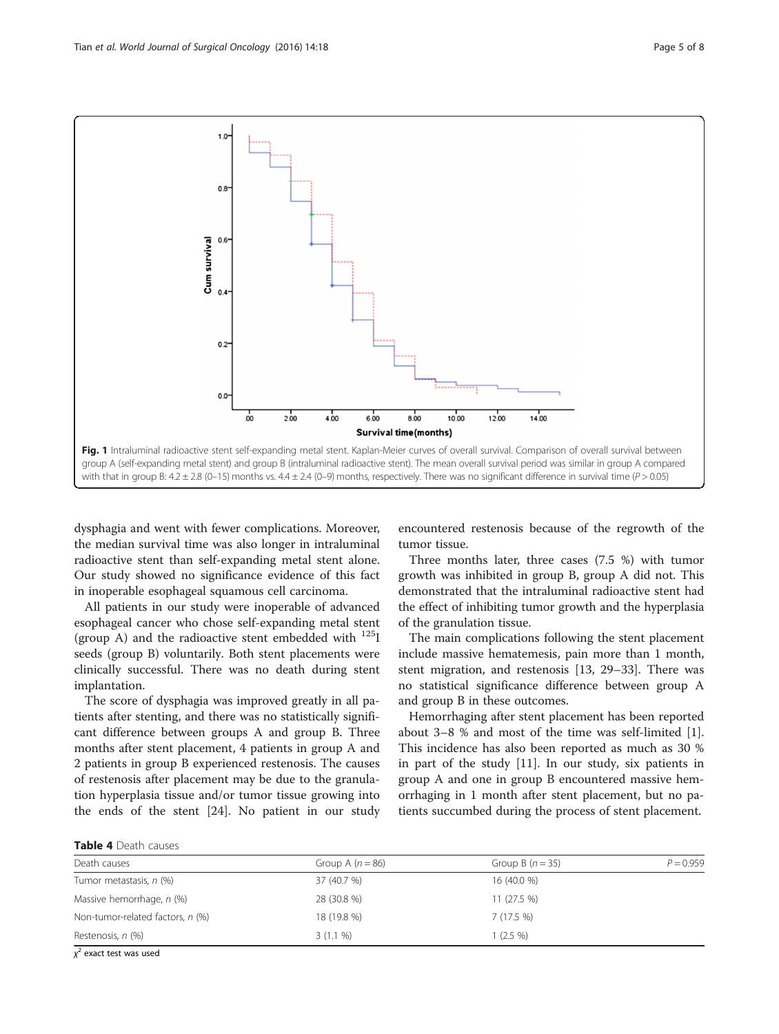Fig. 1 Intraluminal radioactive stent self-expanding metal stent. Kaplan-Meier curves of overall survival. Comparison of overall survival between group A (self-expanding metal stent) and group B (intraluminal radioactive stent). The mean overall survival period was similar in group A compared with that in group B: 4.2 ± 2.8 (0–15) months vs. 4.4 ± 2.4 (0–9) months, respectively. There was no significant difference in survival time ($P > 0.05$)

dysphagia and went with fewer complications. Moreover, the median survival time was also longer in intraluminal radioactive stent than self-expanding metal stent alone. Our study showed no significance evidence of this fact in inoperable esophageal squamous cell carcinoma.

All patients in our study were inoperable of advanced esophageal cancer who chose self-expanding metal stent (group A) and the radioactive stent embedded with $^{125}$I seeds (group B) voluntarily. Both stent placements were clinically successful. There was no death during stent implantation.

The score of dysphagia was improved greatly in all patients after stenting, and there was no statistically significant difference between groups A and group B. Three months after stent placement, 4 patients in group A and 2 patients in group B experienced restenosis. The causes of restenosis after placement may be due to the granulation hyperplasia tissue and/or tumor tissue growing into the ends of the stent [24]. No patient in our study encountered restenosis because of the regrowth of the tumor tissue.

Three months later, three cases (7.5 %) with tumor growth was inhibited in group B, group A did not. This demonstrated that the intraluminal radioactive stent had the effect of inhibiting tumor growth and the hyperplasia of the granulation tissue.

The main complications following the stent placement include massive hematemesis, pain more than 1 month, stent migration, and restenosis [13, 29–33]. There was no statistical significance difference between group A and group B in these outcomes.

Hemorrhaging after stent placement has been reported about 3–8 % and most of the time was self-limited [1]. This incidence has also been reported as much as 30 % in part of the study [11]. In our study, six patients in group A and one in group B encountered massive hemorrhaging in 1 month after stent placement, but no patients succumbed during the process of stent placement.

**Table 4** Death causes

| Death causes | Group A ($n = 86$) | Group B ($n = 35$) | $P = 0.959$ |
|---|---|---|---|
| Tumor metastasis, *n* (%) | 37 (40.7 %) | 16 (40.0 %) | |
| Massive hemorrhage, *n* (%) | 28 (30.8 %) | 11 (27.5 %) | |
| Non-tumor-related factors, *n* (%) | 18 (19.8 %) | 7 (17.5 %) | |
| Restenosis, *n* (%) | 3 (1.1 %) | 1 (2.5 %) | |

$\chi^2$ exact test was used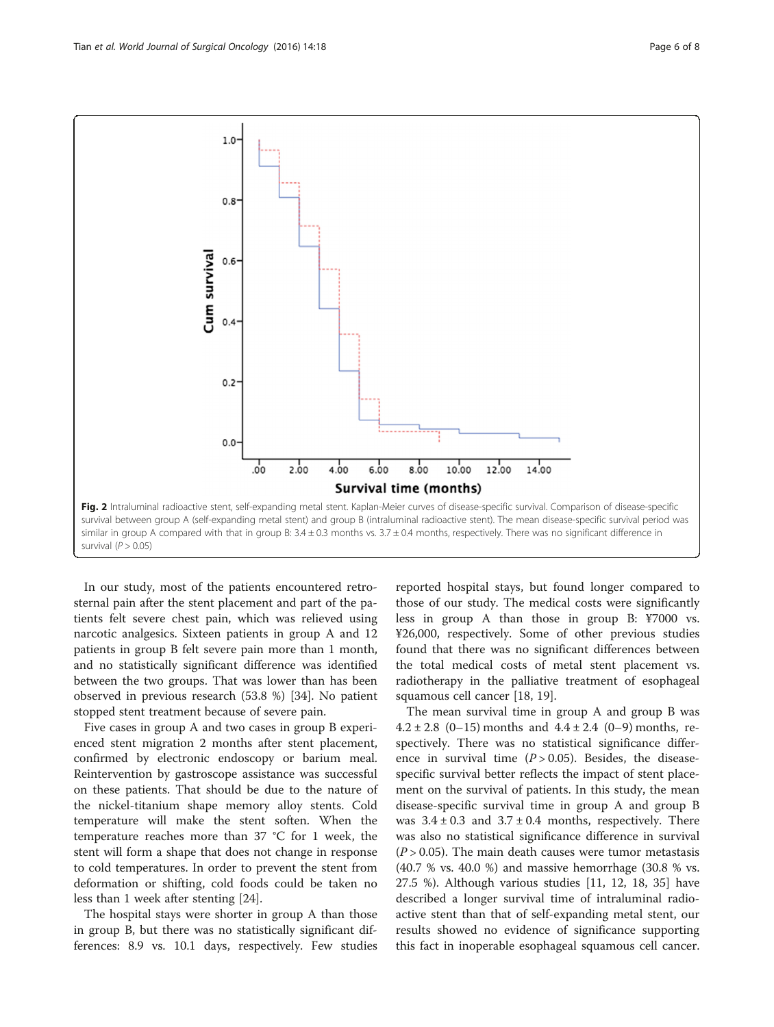**Fig. 2** Intraluminal radioactive stent, self-expanding metal stent. Kaplan-Meier curves of disease-specific survival. Comparison of disease-specific survival between group A (self-expanding metal stent) and group B (intraluminal radioactive stent). The mean disease-specific survival period was similar in group A compared with that in group B: 3.4 ± 0.3 months vs. 3.7 ± 0.4 months, respectively. There was no significant difference in survival ($P > 0.05$)

In our study, most of the patients encountered retrosternal pain after the stent placement and part of the patients felt severe chest pain, which was relieved using narcotic analgesics. Sixteen patients in group A and 12 patients in group B felt severe pain more than 1 month, and no statistically significant difference was identified between the two groups. That was lower than has been observed in previous research (53.8 %) [34]. No patient stopped stent treatment because of severe pain.

Five cases in group A and two cases in group B experienced stent migration 2 months after stent placement, confirmed by electronic endoscopy or barium meal. Reintervention by gastroscope assistance was successful on these patients. That should be due to the nature of the nickel-titanium shape memory alloy stents. Cold temperature will make the stent soften. When the temperature reaches more than 37 °C for 1 week, the stent will form a shape that does not change in response to cold temperatures. In order to prevent the stent from deformation or shifting, cold foods could be taken no less than 1 week after stenting [24].

The hospital stays were shorter in group A than those in group B, but there was no statistically significant differences: 8.9 vs. 10.1 days, respectively. Few studies reported hospital stays, but found longer compared to those of our study. The medical costs were significantly less in group A than those in group B: ¥7000 vs. ¥26,000, respectively. Some of other previous studies found that there was no significant differences between the total medical costs of metal stent placement vs. radiotherapy in the palliative treatment of esophageal squamous cell cancer [18, 19].

The mean survival time in group A and group B was 4.2 ± 2.8 (0–15) months and 4.4 ± 2.4 (0–9) months, respectively. There was no statistical significance difference in survival time ($P > 0.05$). Besides, the disease-specific survival better reflects the impact of stent placement on the survival of patients. In this study, the mean disease-specific survival time in group A and group B was 3.4 ± 0.3 and 3.7 ± 0.4 months, respectively. There was also no statistical significance difference in survival ($P > 0.05$). The main death causes were tumor metastasis (40.7 % vs. 40.0 %) and massive hemorrhage (30.8 % vs. 27.5 %). Although various studies [11, 12, 18, 35] have described a longer survival time of intraluminal radioactive stent than that of self-expanding metal stent, our results showed no evidence of significance supporting this fact in inoperable esophageal squamous cell cancer.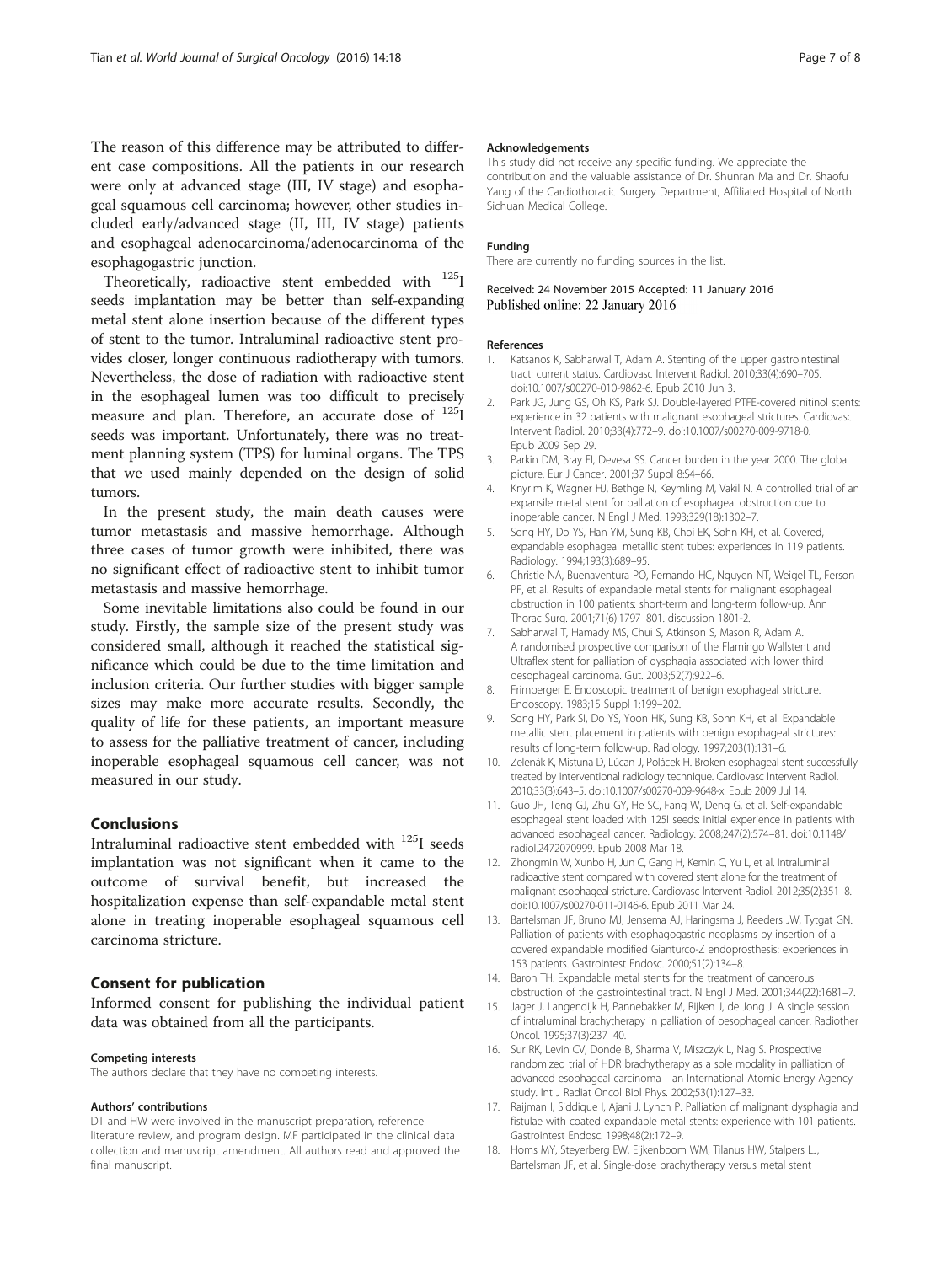The reason of this difference may be attributed to different case compositions. All the patients in our research were only at advanced stage (III, IV stage) and esophageal squamous cell carcinoma; however, other studies included early/advanced stage (II, III, IV stage) patients and esophageal adenocarcinoma/adenocarcinoma of the esophagogastric junction.

Theoretically, radioactive stent embedded with $^{125}$I seeds implantation may be better than self-expanding metal stent alone insertion because of the different types of stent to the tumor. Intraluminal radioactive stent provides closer, longer continuous radiotherapy with tumors. Nevertheless, the dose of radiation with radioactive stent in the esophageal lumen was too difficult to precisely measure and plan. Therefore, an accurate dose of $^{125}$I seeds was important. Unfortunately, there was no treatment planning system (TPS) for luminal organs. The TPS that we used mainly depended on the design of solid tumors.

In the present study, the main death causes were tumor metastasis and massive hemorrhage. Although three cases of tumor growth were inhibited, there was no significant effect of radioactive stent to inhibit tumor metastasis and massive hemorrhage.

Some inevitable limitations also could be found in our study. Firstly, the sample size of the present study was considered small, although it reached the statistical significance which could be due to the time limitation and inclusion criteria. Our further studies with bigger sample sizes may make more accurate results. Secondly, the quality of life for these patients, an important measure to assess for the palliative treatment of cancer, including inoperable esophageal squamous cell cancer, was not measured in our study.

## Conclusions

Intraluminal radioactive stent embedded with $^{125}$I seeds implantation was not significant when it came to the outcome of survival benefit, but increased the hospitalization expense than self-expandable metal stent alone in treating inoperable esophageal squamous cell carcinoma stricture.

## Consent for publication

Informed consent for publishing the individual patient data was obtained from all the participants.

#### Competing interests

The authors declare that they have no competing interests.

#### Authors' contributions

DT and HW were involved in the manuscript preparation, reference literature review, and program design. MF participated in the clinical data collection and manuscript amendment. All authors read and approved the final manuscript.

#### Acknowledgements

This study did not receive any specific funding. We appreciate the contribution and the valuable assistance of Dr. Shunran Ma and Dr. Shaofu Yang of the Cardiothoracic Surgery Department, Affiliated Hospital of North Sichuan Medical College.

#### Funding

There are currently no funding sources in the list.

Received: 24 November 2015 Accepted: 11 January 2016
Published online: 22 January 2016

#### References

1. Katsanos K, Sabharwal T, Adam A. Stenting of the upper gastrointestinal tract: current status. Cardiovasc Intervent Radiol. 2010;33(4):690–705. doi:10.1007/s00270-010-9862-6. Epub 2010 Jun 3.
2. Park JG, Jung GS, Oh KS, Park SJ. Double-layered PTFE-covered nitinol stents: experience in 32 patients with malignant esophageal strictures. Cardiovasc Intervent Radiol. 2010;33(4):772–9. doi:10.1007/s00270-009-9718-0. Epub 2009 Sep 29.
3. Parkin DM, Bray FI, Devesa SS. Cancer burden in the year 2000. The global picture. Eur J Cancer. 2001;37 Suppl 8:S4–66.
4. Knyrim K, Wagner HJ, Bethge N, Keymling M, Vakil N. A controlled trial of an expansile metal stent for palliation of esophageal obstruction due to inoperable cancer. N Engl J Med. 1993;329(18):1302–7.
5. Song HY, Do YS, Han YM, Sung KB, Choi EK, Sohn KH, et al. Covered, expandable esophageal metallic stent tubes: experiences in 119 patients. Radiology. 1994;193(3):689–95.
6. Christie NA, Buenaventura PO, Fernando HC, Nguyen NT, Weigel TL, Ferson PF, et al. Results of expandable metal stents for malignant esophageal obstruction in 100 patients: short-term and long-term follow-up. Ann Thorac Surg. 2001;71(6):1797–801. discussion 1801-2.
7. Sabharwal T, Hamady MS, Chui S, Atkinson S, Mason R, Adam A. A randomised prospective comparison of the Flamingo Wallstent and Ultraflex stent for palliation of dysphagia associated with lower third oesophageal carcinoma. Gut. 2003;52(7):922–6.
8. Frimberger E. Endoscopic treatment of benign esophageal stricture. Endoscopy. 1983;15 Suppl 1:199–202.
9. Song HY, Park SI, Do YS, Yoon HK, Sung KB, Sohn KH, et al. Expandable metallic stent placement in patients with benign esophageal strictures: results of long-term follow-up. Radiology. 1997;203(1):131–6.
10. Zelenák K, Mistuna D, Lúcan J, Polácek H. Broken esophageal stent successfully treated by interventional radiology technique. Cardiovasc Intervent Radiol. 2010;33(3):643–5. doi:10.1007/s00270-009-9648-x. Epub 2009 Jul 14.
11. Guo JH, Teng GJ, Zhu GY, He SC, Fang W, Deng G, et al. Self-expandable esophageal stent loaded with 125I seeds: initial experience in patients with advanced esophageal cancer. Radiology. 2008;247(2):574–81. doi:10.1148/radiol.2472070999. Epub 2008 Mar 18.
12. Zhongmin W, Xunbo H, Jun C, Gang H, Kemin C, Yu L, et al. Intraluminal radioactive stent compared with covered stent alone for the treatment of malignant esophageal stricture. Cardiovasc Intervent Radiol. 2012;35(2):351–8. doi:10.1007/s00270-011-0146-6. Epub 2011 Mar 24.
13. Bartelsman JF, Bruno MJ, Jensema AJ, Haringsma J, Reeders JW, Tytgat GN. Palliation of patients with esophagogastric neoplasms by insertion of a covered expandable modified Gianturco-Z endoprosthesis: experiences in 153 patients. Gastrointest Endosc. 2000;51(2):134–8.
14. Baron TH. Expandable metal stents for the treatment of cancerous obstruction of the gastrointestinal tract. N Engl J Med. 2001;344(22):1681–7.
15. Jager J, Langendijk H, Pannebakker M, Rijken J, de Jong J. A single session of intraluminal brachytherapy in palliation of oesophageal cancer. Radiother Oncol. 1995;37(3):237–40.
16. Sur RK, Levin CV, Donde B, Sharma V, Miszczyk L, Nag S. Prospective randomized trial of HDR brachytherapy as a sole modality in palliation of advanced esophageal carcinoma—an International Atomic Energy Agency study. Int J Radiat Oncol Biol Phys. 2002;53(1):127–33.
17. Raijman I, Siddique I, Ajani J, Lynch P. Palliation of malignant dysphagia and fistulae with coated expandable metal stents: experience with 101 patients. Gastrointest Endosc. 1998;48(2):172–9.
18. Homs MY, Steyerberg EW, Eijkenboom WM, Tilanus HW, Stalpers LJ, Bartelsman JF, et al. Single-dose brachytherapy versus metal stent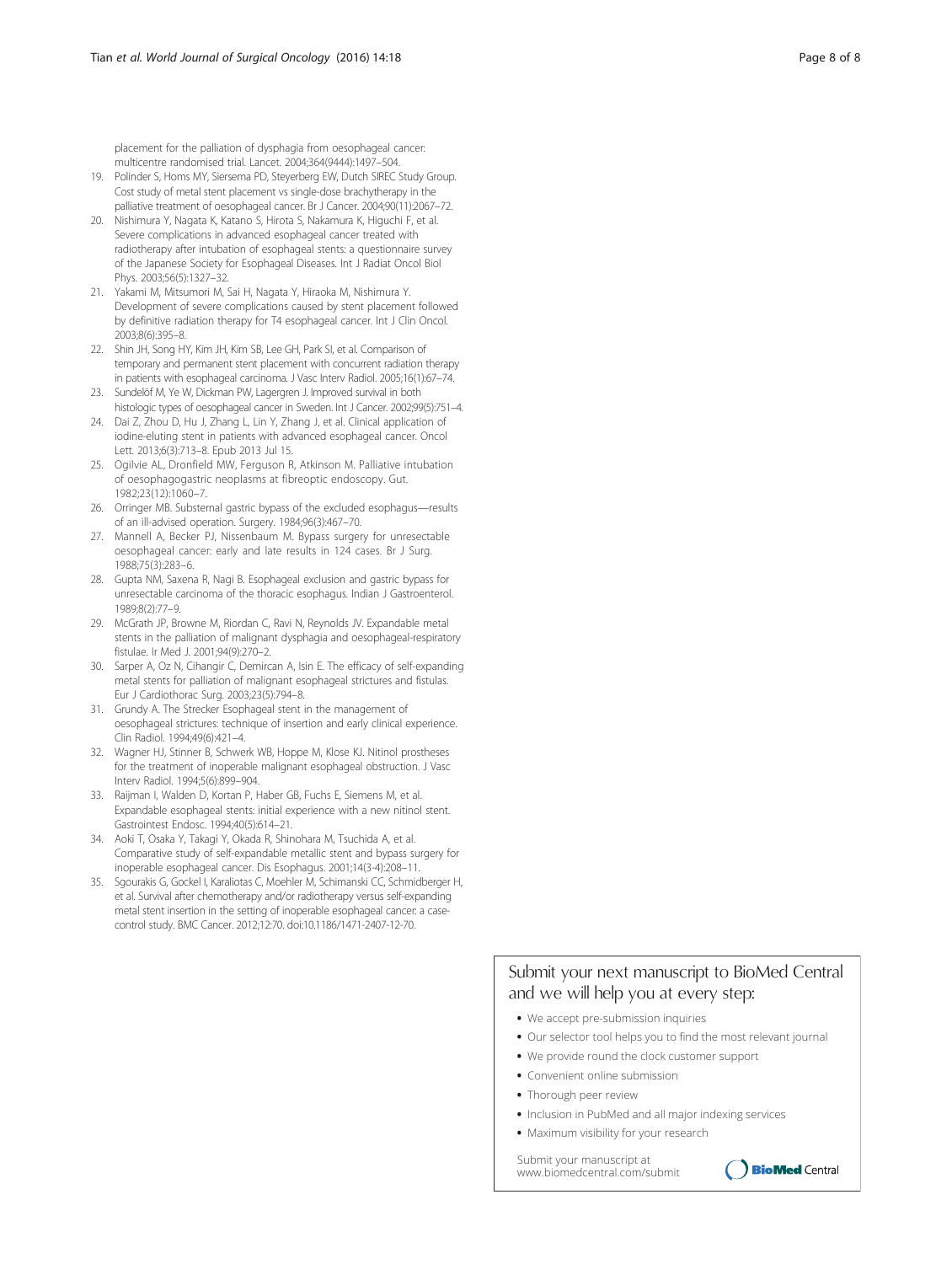placement for the palliation of dysphagia from oesophageal cancer: multicentre randomised trial. Lancet. 2004;364(9444):1497–504.

19. Polinder S, Homs MY, Siersema PD, Steyerberg EW, Dutch SIREC Study Group. Cost study of metal stent placement vs single-dose brachytherapy in the palliative treatment of oesophageal cancer. Br J Cancer. 2004;90(11):2067–72.
20. Nishimura Y, Nagata K, Katano S, Hirota S, Nakamura K, Higuchi F, et al. Severe complications in advanced esophageal cancer treated with radiotherapy after intubation of esophageal stents: a questionnaire survey of the Japanese Society for Esophageal Diseases. Int J Radiat Oncol Biol Phys. 2003;56(5):1327–32.
21. Yakami M, Mitsumori M, Sai H, Nagata Y, Hiraoka M, Nishimura Y. Development of severe complications caused by stent placement followed by definitive radiation therapy for T4 esophageal cancer. Int J Clin Oncol. 2003;8(6):395–8.
22. Shin JH, Song HY, Kim JH, Kim SB, Lee GH, Park SI, et al. Comparison of temporary and permanent stent placement with concurrent radiation therapy in patients with esophageal carcinoma. J Vasc Interv Radiol. 2005;16(1):67–74.
23. Sundelöf M, Ye W, Dickman PW, Lagergren J. Improved survival in both histologic types of oesophageal cancer in Sweden. Int J Cancer. 2002;99(5):751–4.
24. Dai Z, Zhou D, Hu J, Zhang L, Lin Y, Zhang J, et al. Clinical application of iodine-eluting stent in patients with advanced esophageal cancer. Oncol Lett. 2013;6(3):713–8. Epub 2013 Jul 15.
25. Ogilvie AL, Dronfield MW, Ferguson R, Atkinson M. Palliative intubation of oesophagogastric neoplasms at fibreoptic endoscopy. Gut. 1982;23(12):1060–7.
26. Orringer MB. Substernal gastric bypass of the excluded esophagus—results of an ill-advised operation. Surgery. 1984;96(3):467–70.
27. Mannell A, Becker PJ, Nissenbaum M. Bypass surgery for unresectable oesophageal cancer: early and late results in 124 cases. Br J Surg. 1988;75(3):283–6.
28. Gupta NM, Saxena R, Nagi B. Esophageal exclusion and gastric bypass for unresectable carcinoma of the thoracic esophagus. Indian J Gastroenterol. 1989;8(2):77–9.
29. McGrath JP, Browne M, Riordan C, Ravi N, Reynolds JV. Expandable metal stents in the palliation of malignant dysphagia and oesophageal-respiratory fistulae. Ir Med J. 2001;94(9):270–2.
30. Sarper A, Oz N, Cihangir C, Demircan A, Isin E. The efficacy of self-expanding metal stents for palliation of malignant esophageal strictures and fistulas. Eur J Cardiothorac Surg. 2003;23(5):794–8.
31. Grundy A. The Strecker Esophageal stent in the management of oesophageal strictures: technique of insertion and early clinical experience. Clin Radiol. 1994;49(6):421–4.
32. Wagner HJ, Stinner B, Schwerk WB, Hoppe M, Klose KJ. Nitinol prostheses for the treatment of inoperable malignant esophageal obstruction. J Vasc Interv Radiol. 1994;5(6):899–904.
33. Raijman I, Walden D, Kortan P, Haber GB, Fuchs E, Siemens M, et al. Expandable esophageal stents: initial experience with a new nitinol stent. Gastrointest Endosc. 1994;40(5):614–21.
34. Aoki T, Osaka Y, Takagi Y, Okada R, Shinohara M, Tsuchida A, et al. Comparative study of self-expandable metallic stent and bypass surgery for inoperable esophageal cancer. Dis Esophagus. 2001;14(3-4):208–11.
35. Sgourakis G, Gockel I, Karaliotas C, Moehler M, Schimanski CC, Schmidberger H, et al. Survival after chemotherapy and/or radiotherapy versus self-expanding metal stent insertion in the setting of inoperable esophageal cancer: a case-control study. BMC Cancer. 2012;12:70. doi:10.1186/1471-2407-12-70.

Submit your next manuscript to BioMed Central and we will help you at every step:

- We accept pre-submission inquiries
- Our selector tool helps you to find the most relevant journal
- We provide round the clock customer support
- Convenient online submission
- Thorough peer review
- Inclusion in PubMed and all major indexing services
- Maximum visibility for your research

Submit your manuscript at www.biomedcentral.com/submit

BioMed Central